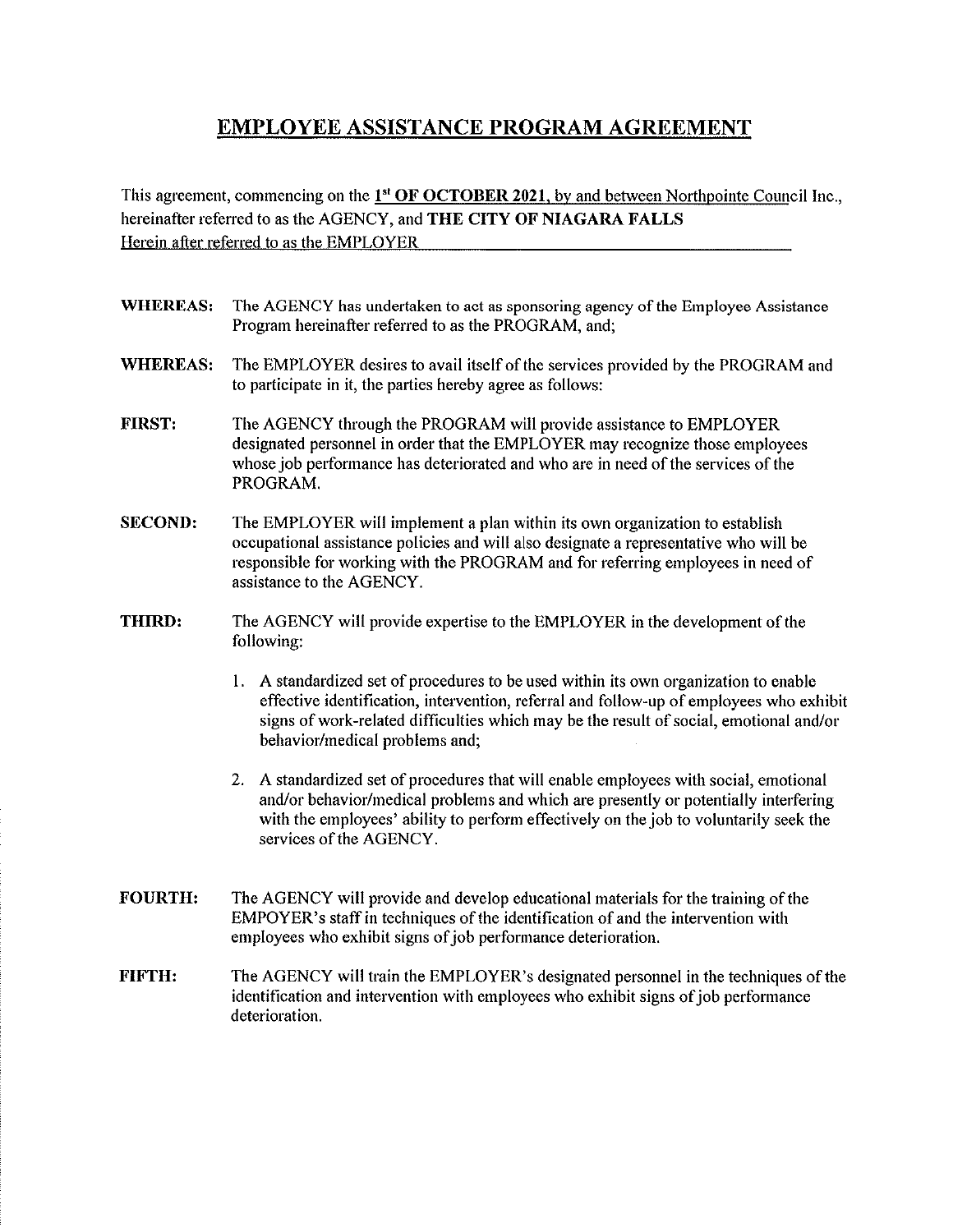# EMPLOYEE ASSISTANCE PROGRAM AGREEMENT

This agreement, commencing on the **1st OF OCTOBER 2021**, by and between Northpointe Council Inc., hereinafter referred to as the AGENCY, and **THE CITY OF NIAGARA FALLS** Herein after referred to as the EMPLOYER

**WHEREAS:** The AGENCY has undertaken to act as sponsoring agency of the Employee Assistance Program hereinafter referred to as the PROGRAM, and;

**WHEREAS:** The EMPLOYER desires to avail itself of the services provided by the PROGRAM and to participate in it, the parties hereby agree as follows:

**FIRST:** The AGENCY through the PROGRAM will provide assistance to EMPLOYER designated personnel in order that the EMPLOYER may recognize those employees whose job performance has deteriorated and who are in need of the services of the PROGRAM.

**SECOND:** The EMPLOYER will implement a plan within its own organization to establish occupational assistance policies and will also designate a representative who will be responsible for working with the PROGRAM and for referring employees in need of assistance to the AGENCY.

**THIRD:** The AGENCY will provide expertise to the EMPLOYER in the development of the following:

1. A standardized set of procedures to be used within its own organization to enable effective identification, intervention, referral and follow-up of employees who exhibit signs of work-related difficulties which may be the result of social, emotional and/or behavior/medical problems and;

2. A standardized set of procedures that will enable employees with social, emotional and/or behavior/medical problems and which are presently or potentially interfering with the employees' ability to perform effectively on the job to voluntarily seek the services of the AGENCY.

**FOURTH:** The AGENCY will provide and develop educational materials for the training of the EMPOYER's staff in techniques of the identification of and the intervention with employees who exhibit signs of job performance deterioration.

**FIFTH:** The AGENCY will train the EMPLOYER's designated personnel in the techniques of the identification and intervention with employees who exhibit signs of job performance deterioration.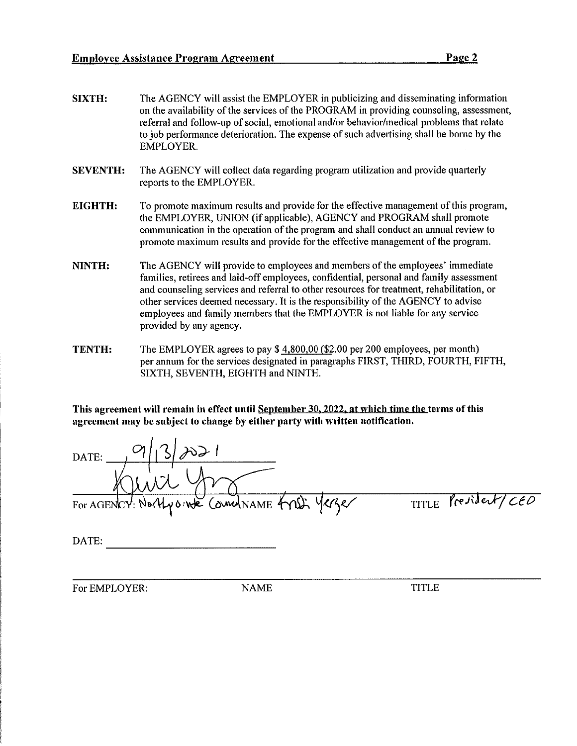**Employee Assistance Program Agreement**

**SIXTH:** The AGENCY will assist the EMPLOYER in publicizing and disseminating information on the availability of the services of the PROGRAM in providing counseling, assessment, referral and follow-up of social, emotional and/or behavior/medical problems that relate to job performance deterioration. The expense of such advertising shall be borne by the EMPLOYER.

**SEVENTH:** The AGENCY will collect data regarding program utilization and provide quarterly reports to the EMPLOYER.

**EIGHTH:** To promote maximum results and provide for the effective management of this program, the EMPLOYER, UNION (if applicable), AGENCY and PROGRAM shall promote communication in the operation of the program and shall conduct an annual review to promote maximum results and provide for the effective management of the program.

**NINTH:** The AGENCY will provide to employees and members of the employees' immediate families, retirees and laid-off employees, confidential, personal and family assessment and counseling services and referral to other resources for treatment, rehabilitation, or other services deemed necessary. It is the responsibility of the AGENCY to advise employees and family members that the EMPLOYER is not liable for any service provided by any agency.

**TENTH:** The EMPLOYER agrees to pay $ 4,800.00 ($2.00 per 200 employees, per month) per annum for the services designated in paragraphs FIRST, THIRD, FOURTH, FIFTH, SIXTH, SEVENTH, EIGHTH and NINTH.

**This agreement will remain in effect until September 30, 2022, at which time the terms of this agreement may be subject to change by either party with written notification.**

DATE: 9/13/2021

For AGENCY: Northpointe Council NAME Kristi Yerger TITLE President/CEO

DATE: ______________________

For EMPLOYER: NAME TITLE